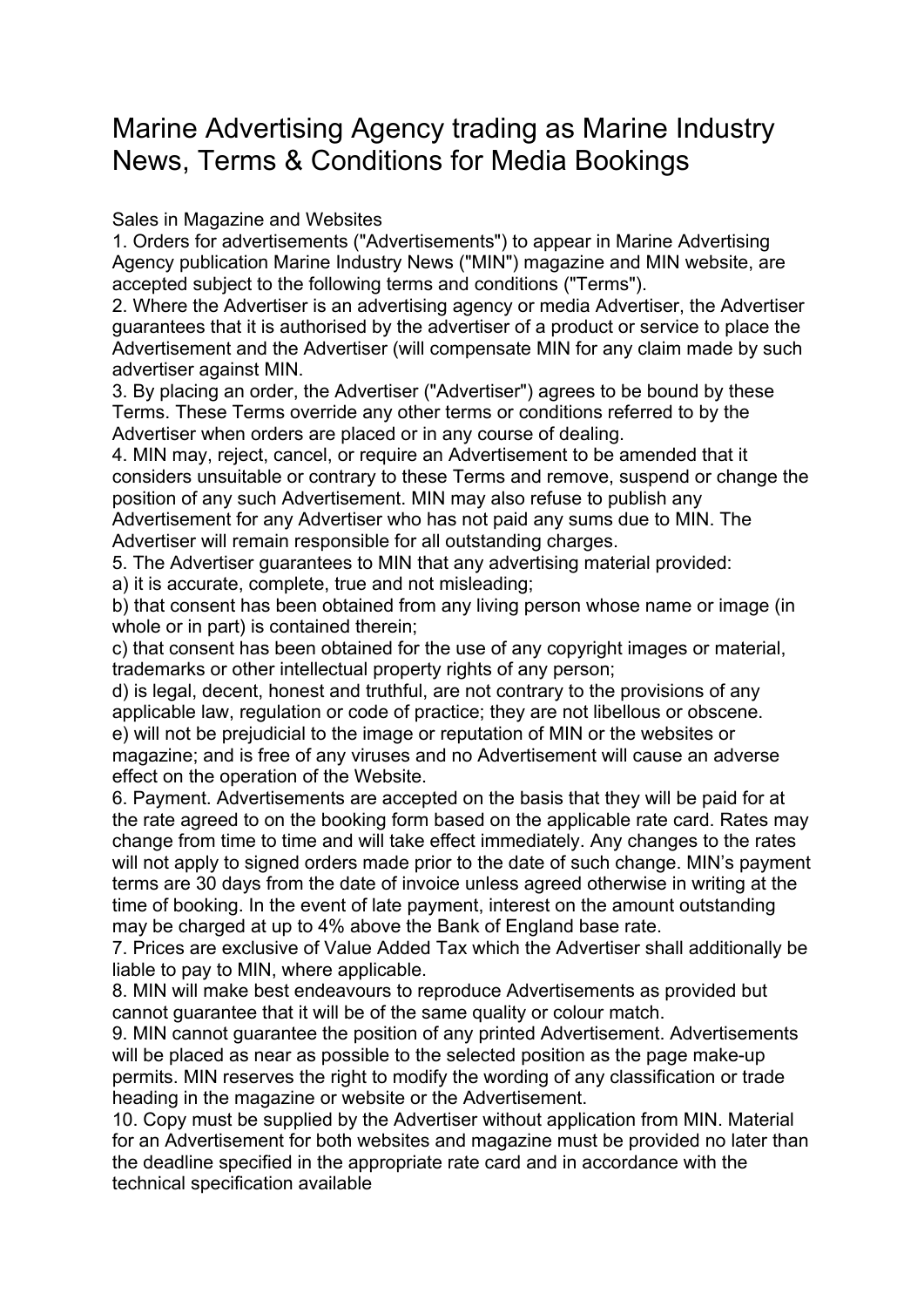# Marine Advertising Agency trading as Marine Industry News, Terms & Conditions for Media Bookings

Sales in Magazine and Websites

1. Orders for advertisements ("Advertisements") to appear in Marine Advertising Agency publication Marine Industry News ("MIN") magazine and MIN website, are accepted subject to the following terms and conditions ("Terms").
2. Where the Advertiser is an advertising agency or media Advertiser, the Advertiser guarantees that it is authorised by the advertiser of a product or service to place the Advertisement and the Advertiser (will compensate MIN for any claim made by such advertiser against MIN.
3. By placing an order, the Advertiser ("Advertiser") agrees to be bound by these Terms. These Terms override any other terms or conditions referred to by the Advertiser when orders are placed or in any course of dealing.
4. MIN may, reject, cancel, or require an Advertisement to be amended that it considers unsuitable or contrary to these Terms and remove, suspend or change the position of any such Advertisement. MIN may also refuse to publish any Advertisement for any Advertiser who has not paid any sums due to MIN. The Advertiser will remain responsible for all outstanding charges.
5. The Advertiser guarantees to MIN that any advertising material provided:
   a) it is accurate, complete, true and not misleading;
   b) that consent has been obtained from any living person whose name or image (in whole or in part) is contained therein;
   c) that consent has been obtained for the use of any copyright images or material, trademarks or other intellectual property rights of any person;
   d) is legal, decent, honest and truthful, are not contrary to the provisions of any applicable law, regulation or code of practice; they are not libellous or obscene.
   e) will not be prejudicial to the image or reputation of MIN or the websites or magazine; and is free of any viruses and no Advertisement will cause an adverse effect on the operation of the Website.
6. Payment. Advertisements are accepted on the basis that they will be paid for at the rate agreed to on the booking form based on the applicable rate card. Rates may change from time to time and will take effect immediately. Any changes to the rates will not apply to signed orders made prior to the date of such change. MIN's payment terms are 30 days from the date of invoice unless agreed otherwise in writing at the time of booking. In the event of late payment, interest on the amount outstanding may be charged at up to 4% above the Bank of England base rate.
7. Prices are exclusive of Value Added Tax which the Advertiser shall additionally be liable to pay to MIN, where applicable.
8. MIN will make best endeavours to reproduce Advertisements as provided but cannot guarantee that it will be of the same quality or colour match.
9. MIN cannot guarantee the position of any printed Advertisement. Advertisements will be placed as near as possible to the selected position as the page make-up permits. MIN reserves the right to modify the wording of any classification or trade heading in the magazine or website or the Advertisement.
10. Copy must be supplied by the Advertiser without application from MIN. Material for an Advertisement for both websites and magazine must be provided no later than the deadline specified in the appropriate rate card and in accordance with the technical specification available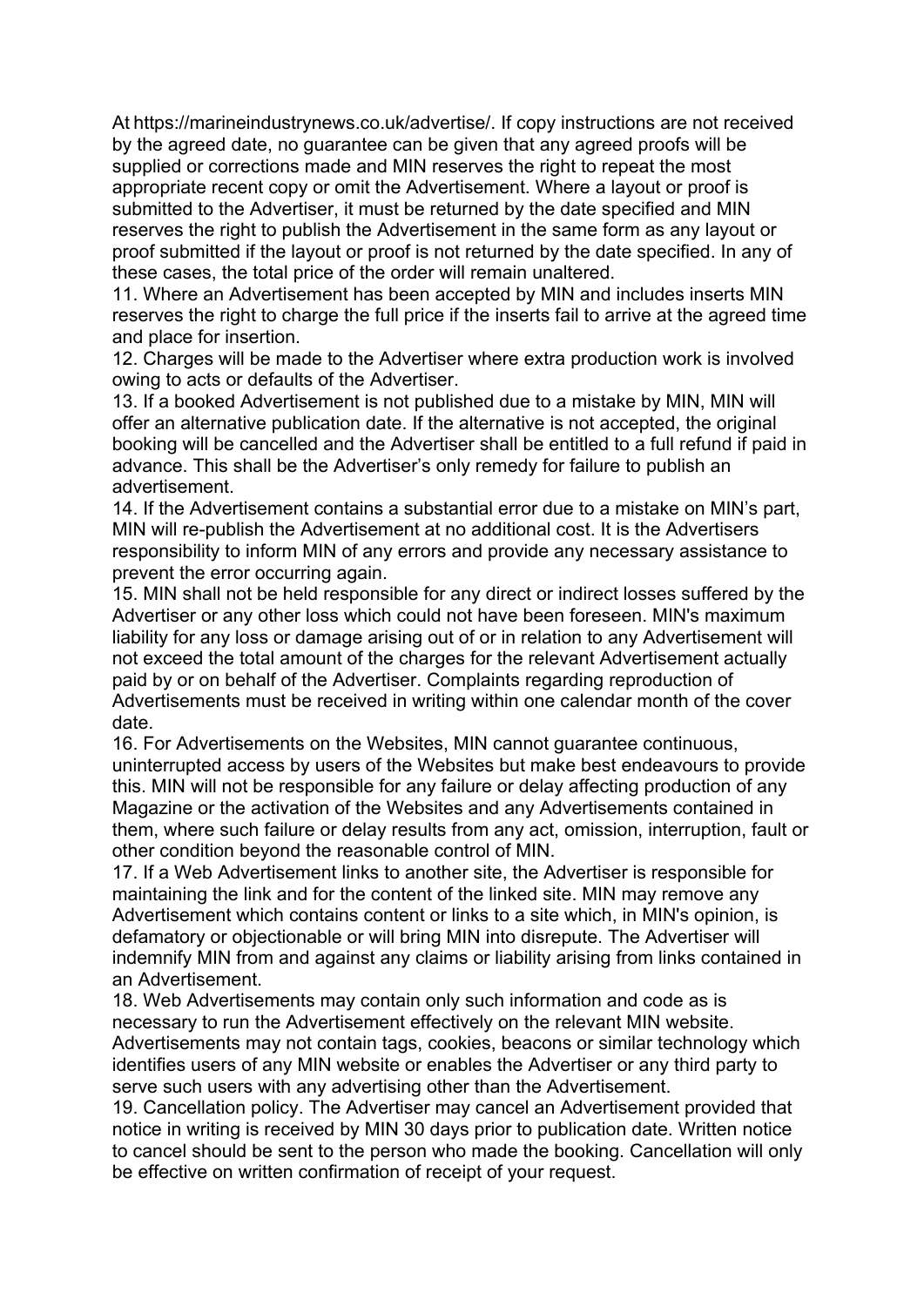At https://marineindustrynews.co.uk/advertise/. If copy instructions are not received by the agreed date, no guarantee can be given that any agreed proofs will be supplied or corrections made and MIN reserves the right to repeat the most appropriate recent copy or omit the Advertisement. Where a layout or proof is submitted to the Advertiser, it must be returned by the date specified and MIN reserves the right to publish the Advertisement in the same form as any layout or proof submitted if the layout or proof is not returned by the date specified. In any of these cases, the total price of the order will remain unaltered.

11. Where an Advertisement has been accepted by MIN and includes inserts MIN reserves the right to charge the full price if the inserts fail to arrive at the agreed time and place for insertion.

12. Charges will be made to the Advertiser where extra production work is involved owing to acts or defaults of the Advertiser.

13. If a booked Advertisement is not published due to a mistake by MIN, MIN will offer an alternative publication date. If the alternative is not accepted, the original booking will be cancelled and the Advertiser shall be entitled to a full refund if paid in advance. This shall be the Advertiser's only remedy for failure to publish an advertisement.

14. If the Advertisement contains a substantial error due to a mistake on MIN's part, MIN will re-publish the Advertisement at no additional cost. It is the Advertisers responsibility to inform MIN of any errors and provide any necessary assistance to prevent the error occurring again.

15. MIN shall not be held responsible for any direct or indirect losses suffered by the Advertiser or any other loss which could not have been foreseen. MIN's maximum liability for any loss or damage arising out of or in relation to any Advertisement will not exceed the total amount of the charges for the relevant Advertisement actually paid by or on behalf of the Advertiser. Complaints regarding reproduction of Advertisements must be received in writing within one calendar month of the cover date.

16. For Advertisements on the Websites, MIN cannot guarantee continuous, uninterrupted access by users of the Websites but make best endeavours to provide this. MIN will not be responsible for any failure or delay affecting production of any Magazine or the activation of the Websites and any Advertisements contained in them, where such failure or delay results from any act, omission, interruption, fault or other condition beyond the reasonable control of MIN.

17. If a Web Advertisement links to another site, the Advertiser is responsible for maintaining the link and for the content of the linked site. MIN may remove any Advertisement which contains content or links to a site which, in MIN's opinion, is defamatory or objectionable or will bring MIN into disrepute. The Advertiser will indemnify MIN from and against any claims or liability arising from links contained in an Advertisement.

18. Web Advertisements may contain only such information and code as is necessary to run the Advertisement effectively on the relevant MIN website. Advertisements may not contain tags, cookies, beacons or similar technology which identifies users of any MIN website or enables the Advertiser or any third party to serve such users with any advertising other than the Advertisement.

19. Cancellation policy. The Advertiser may cancel an Advertisement provided that notice in writing is received by MIN 30 days prior to publication date. Written notice to cancel should be sent to the person who made the booking. Cancellation will only be effective on written confirmation of receipt of your request.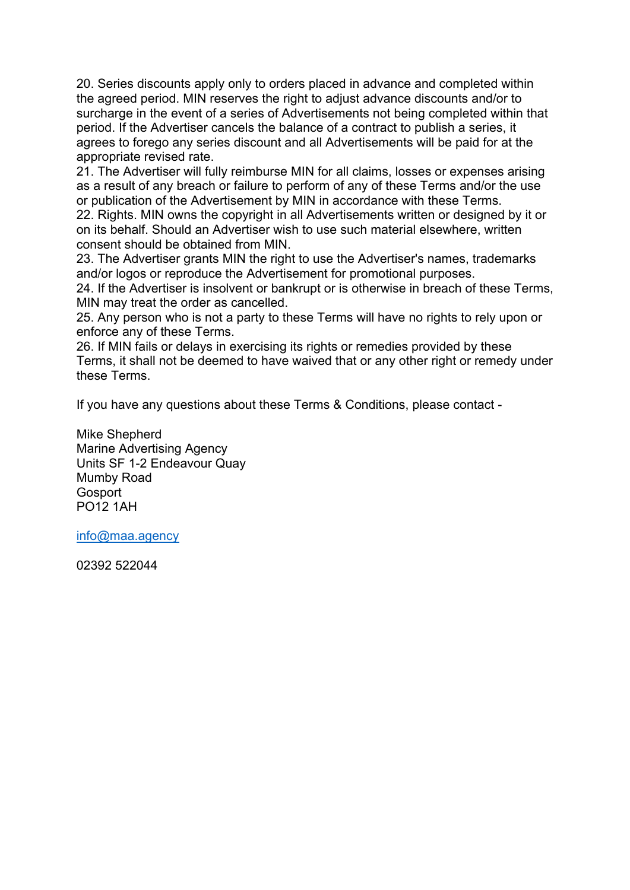20. Series discounts apply only to orders placed in advance and completed within the agreed period. MIN reserves the right to adjust advance discounts and/or to surcharge in the event of a series of Advertisements not being completed within that period. If the Advertiser cancels the balance of a contract to publish a series, it agrees to forego any series discount and all Advertisements will be paid for at the appropriate revised rate.
21. The Advertiser will fully reimburse MIN for all claims, losses or expenses arising as a result of any breach or failure to perform of any of these Terms and/or the use or publication of the Advertisement by MIN in accordance with these Terms.
22. Rights. MIN owns the copyright in all Advertisements written or designed by it or on its behalf. Should an Advertiser wish to use such material elsewhere, written consent should be obtained from MIN.
23. The Advertiser grants MIN the right to use the Advertiser's names, trademarks and/or logos or reproduce the Advertisement for promotional purposes.
24. If the Advertiser is insolvent or bankrupt or is otherwise in breach of these Terms, MIN may treat the order as cancelled.
25. Any person who is not a party to these Terms will have no rights to rely upon or enforce any of these Terms.
26. If MIN fails or delays in exercising its rights or remedies provided by these Terms, it shall not be deemed to have waived that or any other right or remedy under these Terms.

If you have any questions about these Terms & Conditions, please contact -

Mike Shepherd
Marine Advertising Agency
Units SF 1-2 Endeavour Quay
Mumby Road
Gosport
PO12 1AH

info@maa.agency

02392 522044